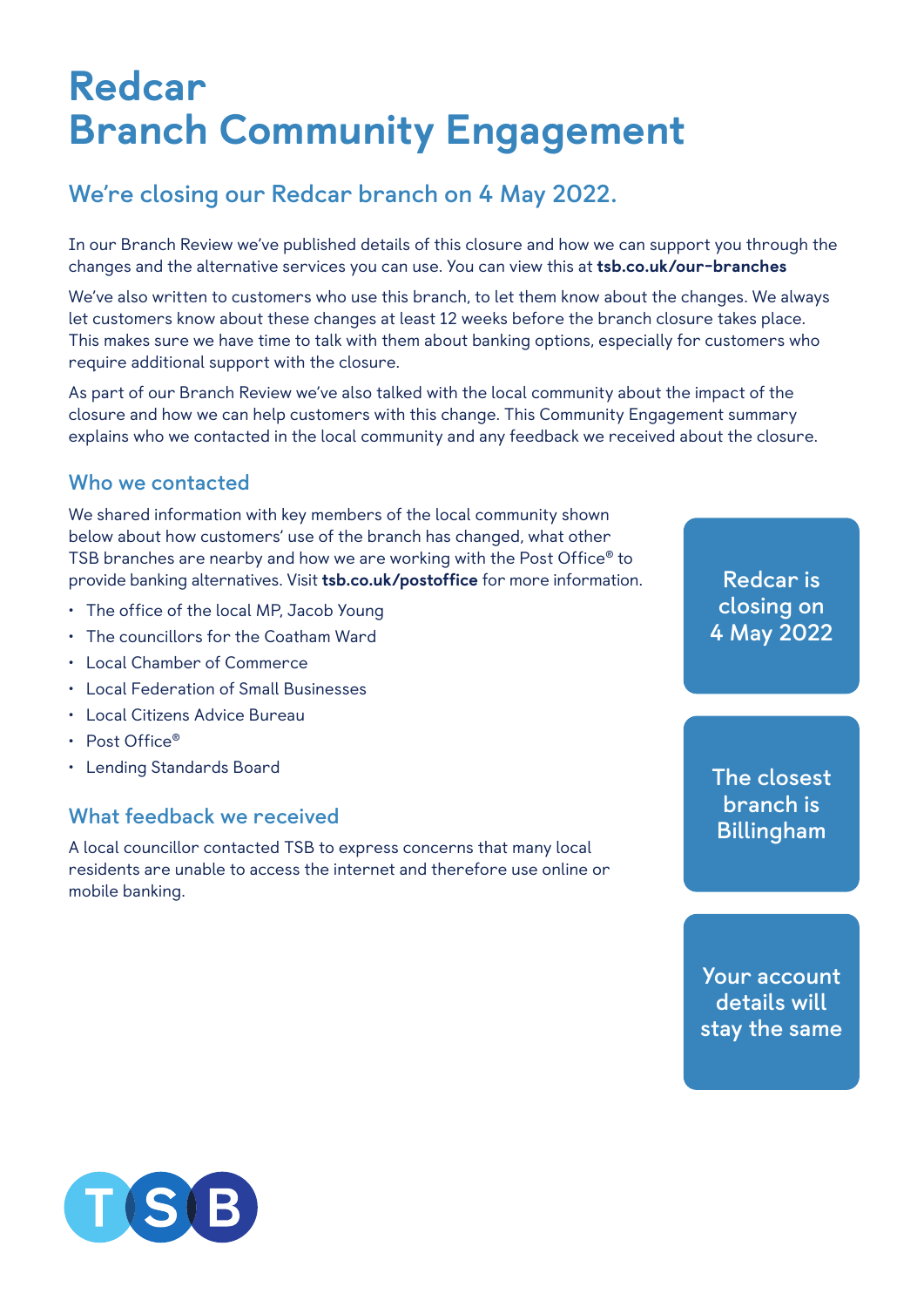# Redcar Branch Community Engagement

## We're closing our Redcar branch on 4 May 2022.

In our Branch Review we've published details of this closure and how we can support you through the changes and the alternative services you can use. You can view this at **tsb.co.uk/our-branches**

We've also written to customers who use this branch, to let them know about the changes. We always let customers know about these changes at least 12 weeks before the branch closure takes place. This makes sure we have time to talk with them about banking options, especially for customers who require additional support with the closure.

As part of our Branch Review we've also talked with the local community about the impact of the closure and how we can help customers with this change. This Community Engagement summary explains who we contacted in the local community and any feedback we received about the closure.

### Who we contacted

We shared information with key members of the local community shown below about how customers' use of the branch has changed, what other TSB branches are nearby and how we are working with the Post Office® to provide banking alternatives. Visit **tsb.co.uk/postoffice** for more information.

- The office of the local MP, Jacob Young
- The councillors for the Coatham Ward
- Local Chamber of Commerce
- Local Federation of Small Businesses
- Local Citizens Advice Bureau
- Post Office®
- Lending Standards Board

### What feedback we received

A local councillor contacted TSB to express concerns that many local residents are unable to access the internet and therefore use online or mobile banking.

Redcar is closing on 4 May 2022

The closest branch is Billingham

Your account details will stay the same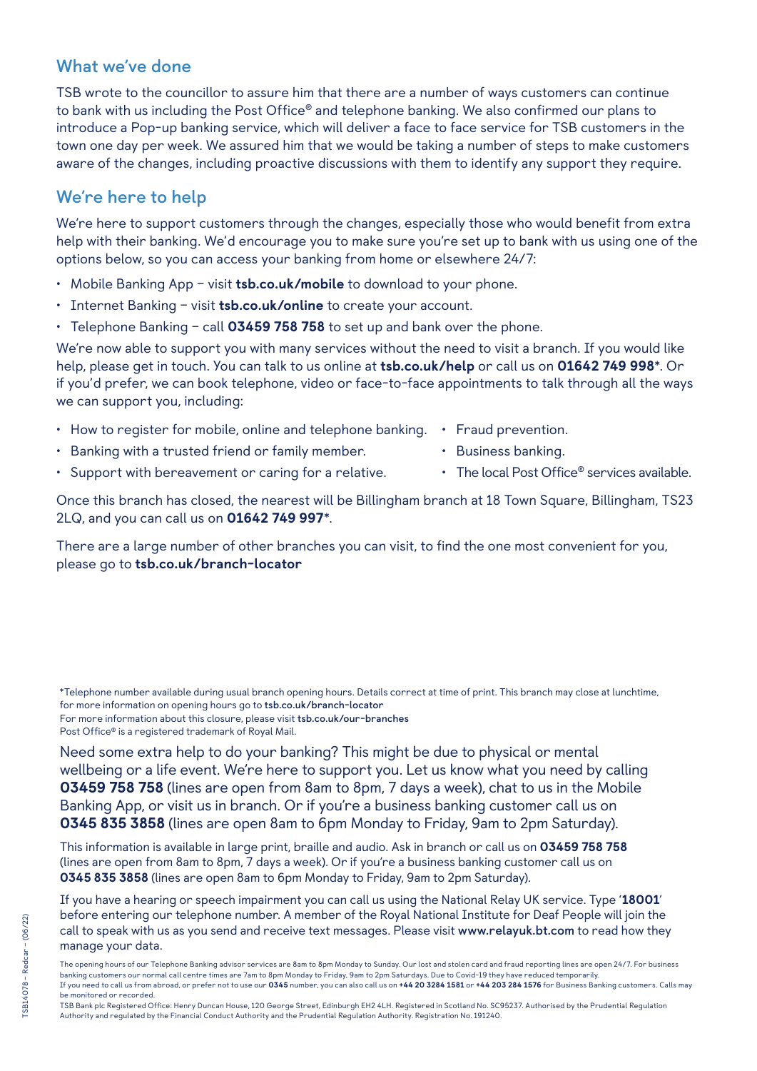## What we've done

TSB wrote to the councillor to assure him that there are a number of ways customers can continue to bank with us including the Post Office® and telephone banking. We also confirmed our plans to introduce a Pop-up banking service, which will deliver a face to face service for TSB customers in the town one day per week. We assured him that we would be taking a number of steps to make customers aware of the changes, including proactive discussions with them to identify any support they require.

## We're here to help

We're here to support customers through the changes, especially those who would benefit from extra help with their banking. We'd encourage you to make sure you're set up to bank with us using one of the options below, so you can access your banking from home or elsewhere 24/7:

- Mobile Banking App – visit **tsb.co.uk/mobile** to download to your phone.
- Internet Banking – visit **tsb.co.uk/online** to create your account.
- Telephone Banking – call **03459 758 758** to set up and bank over the phone.

We're now able to support you with many services without the need to visit a branch. If you would like help, please get in touch. You can talk to us online at **tsb.co.uk/help** or call us on **01642 749 998***. Or if you'd prefer, we can book telephone, video or face-to-face appointments to talk through all the ways we can support you, including:

- How to register for mobile, online and telephone banking.
- Banking with a trusted friend or family member.
- Support with bereavement or caring for a relative.
- Fraud prevention.
- Business banking.
- The local Post Office® services available.

Once this branch has closed, the nearest will be Billingham branch at 18 Town Square, Billingham, TS23 2LQ, and you can call us on **01642 749 997***.

There are a large number of other branches you can visit, to find the one most convenient for you, please go to **tsb.co.uk/branch-locator**

*Telephone number available during usual branch opening hours. Details correct at time of print. This branch may close at lunchtime, for more information on opening hours go to **tsb.co.uk/branch-locator**
For more information about this closure, please visit **tsb.co.uk/our-branches**
Post Office® is a registered trademark of Royal Mail.

Need some extra help to do your banking? This might be due to physical or mental wellbeing or a life event. We're here to support you. Let us know what you need by calling **03459 758 758** (lines are open from 8am to 8pm, 7 days a week), chat to us in the Mobile Banking App, or visit us in branch. Or if you're a business banking customer call us on **0345 835 3858** (lines are open 8am to 6pm Monday to Friday, 9am to 2pm Saturday).

This information is available in large print, braille and audio. Ask in branch or call us on **03459 758 758** (lines are open from 8am to 8pm, 7 days a week). Or if you're a business banking customer call us on **0345 835 3858** (lines are open 8am to 6pm Monday to Friday, 9am to 2pm Saturday).

If you have a hearing or speech impairment you can call us using the National Relay UK service. Type '**18001**' before entering our telephone number. A member of the Royal National Institute for Deaf People will join the call to speak with us as you send and receive text messages. Please visit **www.relayuk.bt.com** to read how they manage your data.

The opening hours of our Telephone Banking advisor services are 8am to 8pm Monday to Sunday. Our lost and stolen card and fraud reporting lines are open 24/7. For business banking customers our normal call centre times are 7am to 8pm Monday to Friday, 9am to 2pm Saturdays. Due to Covid-19 they have reduced temporarily.
If you need to call us from abroad, or prefer not to use our **0345** number, you can also call us on **+44 20 3284 1581** or **+44 203 284 1576** for Business Banking customers. Calls may be monitored or recorded.
TSB Bank plc Registered Office: Henry Duncan House, 120 George Street, Edinburgh EH2 4LH. Registered in Scotland No. SC95237. Authorised by the Prudential Regulation Authority and regulated by the Financial Conduct Authority and the Prudential Regulation Authority. Registration No. 191240.

TSB14078 – Redcar – (06/22)